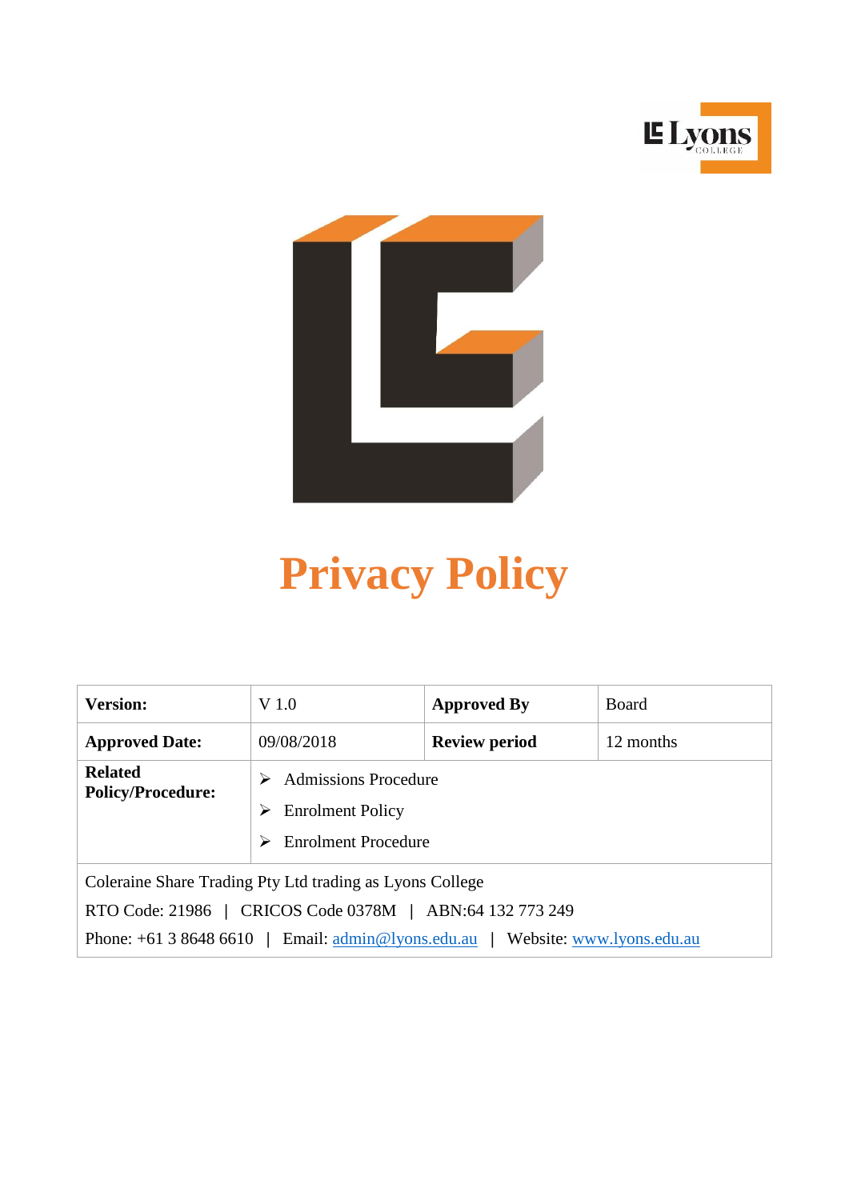# Privacy Policy

| **Version:** | V 1.0 | **Approved By** | Board |
|---|---|---|---|
| **Approved Date:** | 09/08/2018 | **Review period** | 12 months |
| **Related Policy/Procedure:** | ➢ Admissions Procedure<br>➢ Enrolment Policy<br>➢ Enrolment Procedure | | |

Coleraine Share Trading Pty Ltd trading as Lyons College

RTO Code: 21986 | CRICOS Code 0378M | ABN:64 132 773 249

Phone: +61 3 8648 6610 | Email: admin@lyons.edu.au | Website: www.lyons.edu.au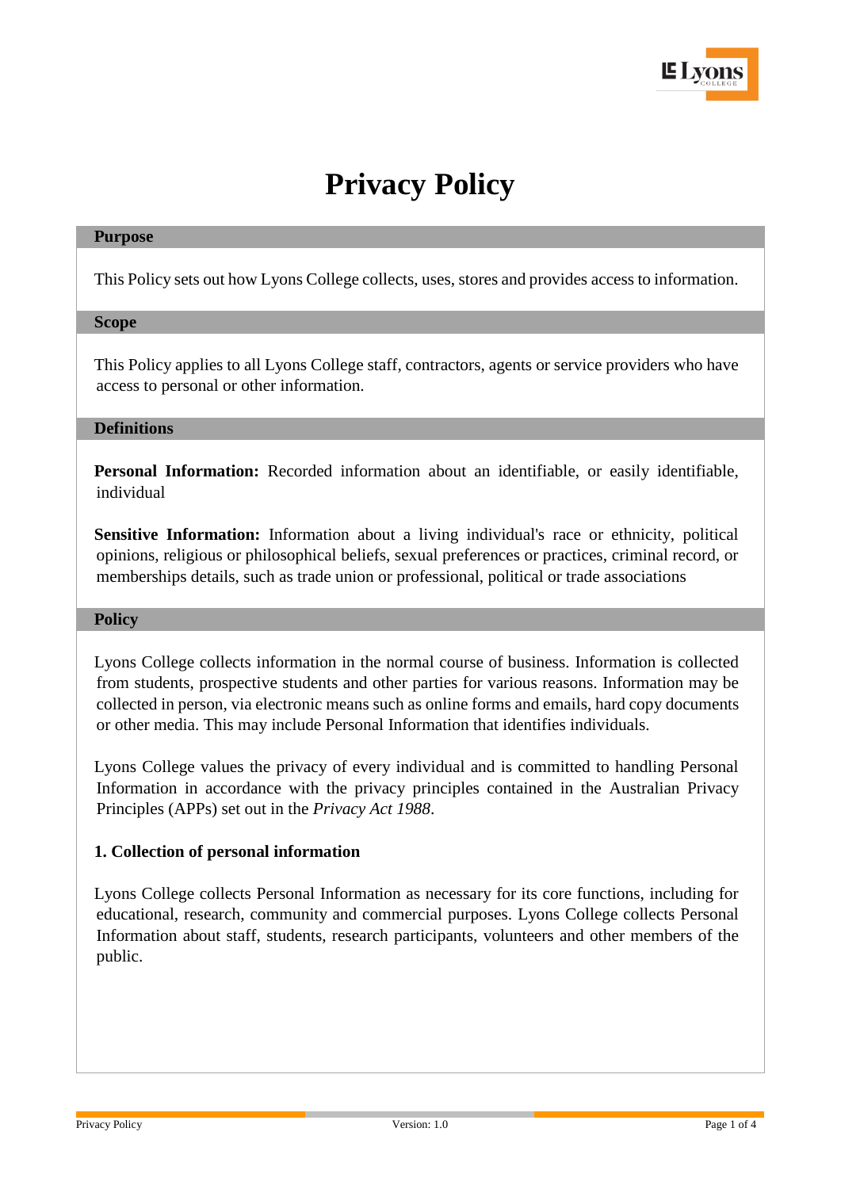# Privacy Policy

## Purpose

This Policy sets out how Lyons College collects, uses, stores and provides access to information.

## Scope

This Policy applies to all Lyons College staff, contractors, agents or service providers who have access to personal or other information.

## Definitions

**Personal Information:** Recorded information about an identifiable, or easily identifiable, individual

**Sensitive Information:** Information about a living individual's race or ethnicity, political opinions, religious or philosophical beliefs, sexual preferences or practices, criminal record, or memberships details, such as trade union or professional, political or trade associations

## Policy

Lyons College collects information in the normal course of business. Information is collected from students, prospective students and other parties for various reasons. Information may be collected in person, via electronic means such as online forms and emails, hard copy documents or other media. This may include Personal Information that identifies individuals.

Lyons College values the privacy of every individual and is committed to handling Personal Information in accordance with the privacy principles contained in the Australian Privacy Principles (APPs) set out in the *Privacy Act 1988*.

### 1. Collection of personal information

Lyons College collects Personal Information as necessary for its core functions, including for educational, research, community and commercial purposes. Lyons College collects Personal Information about staff, students, research participants, volunteers and other members of the public.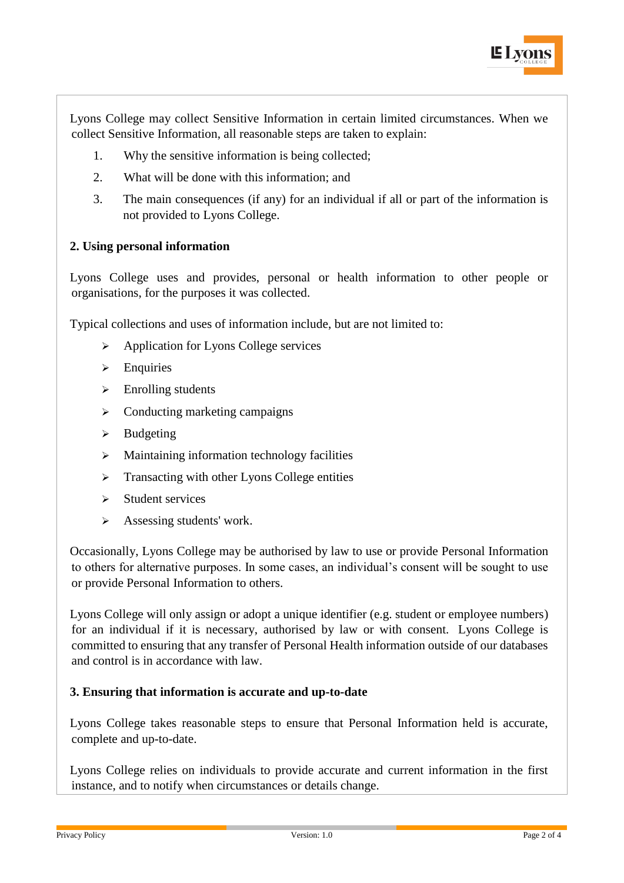Lyons College may collect Sensitive Information in certain limited circumstances. When we collect Sensitive Information, all reasonable steps are taken to explain:

1. Why the sensitive information is being collected;
2. What will be done with this information; and
3. The main consequences (if any) for an individual if all or part of the information is not provided to Lyons College.

**2. Using personal information**

Lyons College uses and provides, personal or health information to other people or organisations, for the purposes it was collected.

Typical collections and uses of information include, but are not limited to:

- Application for Lyons College services
- Enquiries
- Enrolling students
- Conducting marketing campaigns
- Budgeting
- Maintaining information technology facilities
- Transacting with other Lyons College entities
- Student services
- Assessing students' work.

Occasionally, Lyons College may be authorised by law to use or provide Personal Information to others for alternative purposes. In some cases, an individual's consent will be sought to use or provide Personal Information to others.

Lyons College will only assign or adopt a unique identifier (e.g. student or employee numbers) for an individual if it is necessary, authorised by law or with consent. Lyons College is committed to ensuring that any transfer of Personal Health information outside of our databases and control is in accordance with law.

**3. Ensuring that information is accurate and up-to-date**

Lyons College takes reasonable steps to ensure that Personal Information held is accurate, complete and up-to-date.

Lyons College relies on individuals to provide accurate and current information in the first instance, and to notify when circumstances or details change.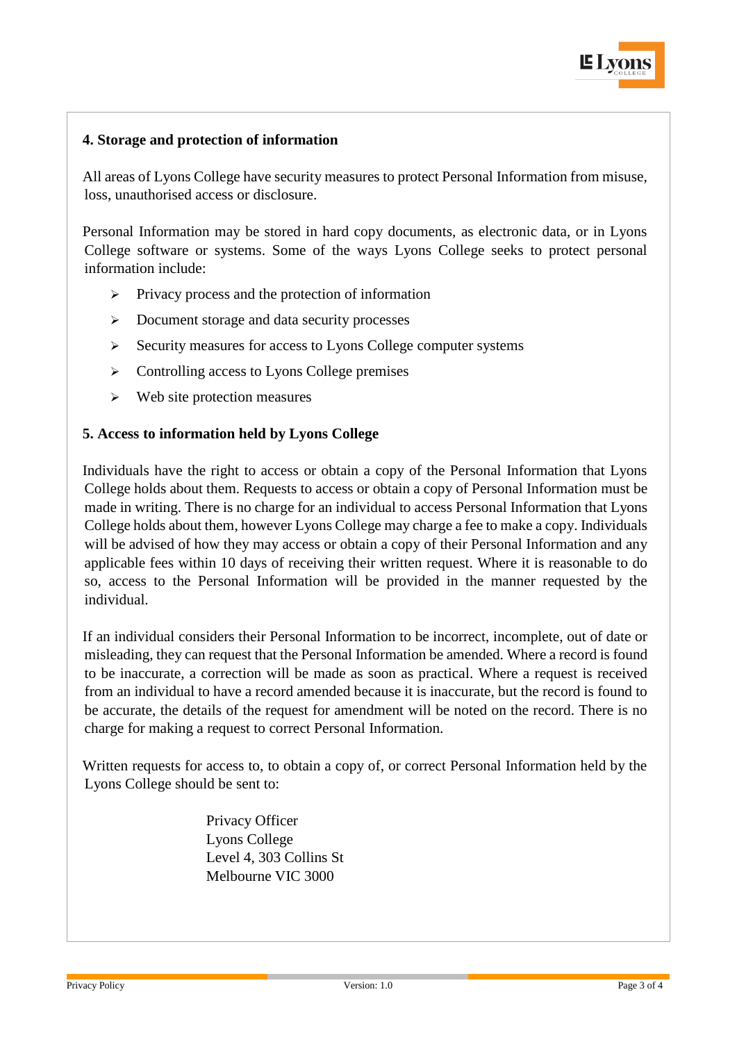## 4. Storage and protection of information

All areas of Lyons College have security measures to protect Personal Information from misuse, loss, unauthorised access or disclosure.

Personal Information may be stored in hard copy documents, as electronic data, or in Lyons College software or systems. Some of the ways Lyons College seeks to protect personal information include:

- Privacy process and the protection of information
- Document storage and data security processes
- Security measures for access to Lyons College computer systems
- Controlling access to Lyons College premises
- Web site protection measures

## 5. Access to information held by Lyons College

Individuals have the right to access or obtain a copy of the Personal Information that Lyons College holds about them. Requests to access or obtain a copy of Personal Information must be made in writing. There is no charge for an individual to access Personal Information that Lyons College holds about them, however Lyons College may charge a fee to make a copy. Individuals will be advised of how they may access or obtain a copy of their Personal Information and any applicable fees within 10 days of receiving their written request. Where it is reasonable to do so, access to the Personal Information will be provided in the manner requested by the individual.

If an individual considers their Personal Information to be incorrect, incomplete, out of date or misleading, they can request that the Personal Information be amended. Where a record is found to be inaccurate, a correction will be made as soon as practical. Where a request is received from an individual to have a record amended because it is inaccurate, but the record is found to be accurate, the details of the request for amendment will be noted on the record. There is no charge for making a request to correct Personal Information.

Written requests for access to, to obtain a copy of, or correct Personal Information held by the Lyons College should be sent to:

Privacy Officer
Lyons College
Level 4, 303 Collins St
Melbourne VIC 3000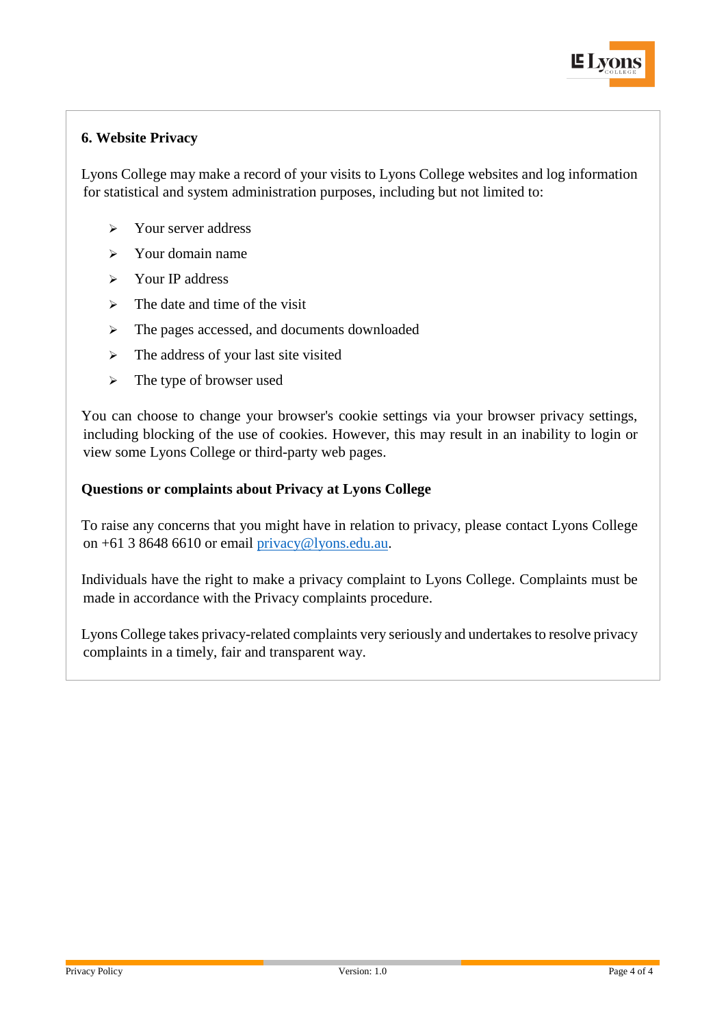## 6. Website Privacy

Lyons College may make a record of your visits to Lyons College websites and log information for statistical and system administration purposes, including but not limited to:

- Your server address
- Your domain name
- Your IP address
- The date and time of the visit
- The pages accessed, and documents downloaded
- The address of your last site visited
- The type of browser used

You can choose to change your browser's cookie settings via your browser privacy settings, including blocking of the use of cookies. However, this may result in an inability to login or view some Lyons College or third-party web pages.

### Questions or complaints about Privacy at Lyons College

To raise any concerns that you might have in relation to privacy, please contact Lyons College on +61 3 8648 6610 or email privacy@lyons.edu.au.

Individuals have the right to make a privacy complaint to Lyons College. Complaints must be made in accordance with the Privacy complaints procedure.

Lyons College takes privacy-related complaints very seriously and undertakes to resolve privacy complaints in a timely, fair and transparent way.